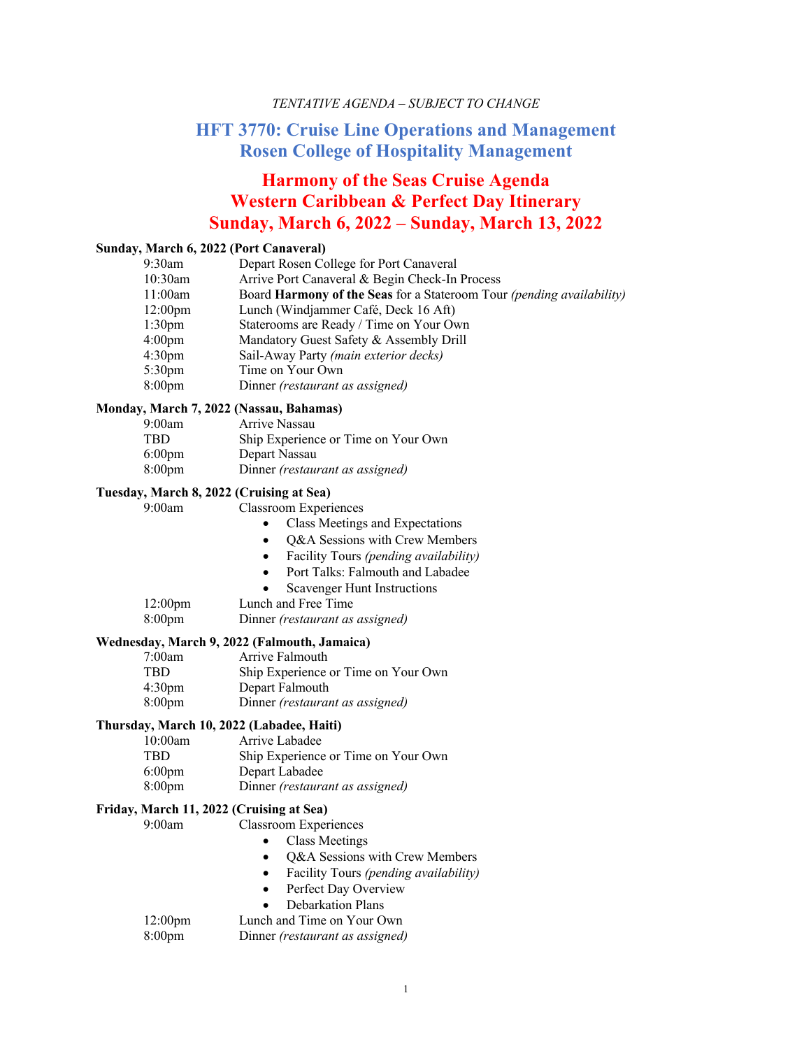*TENTATIVE AGENDA – SUBJECT TO CHANGE*

# HFT 3770: Cruise Line Operations and Management
# Rosen College of Hospitality Management

## Harmony of the Seas Cruise Agenda
## Western Caribbean & Perfect Day Itinerary
## Sunday, March 6, 2022 – Sunday, March 13, 2022

**Sunday, March 6, 2022 (Port Canaveral)**

| | |
|---|---|
| 9:30am | Depart Rosen College for Port Canaveral |
| 10:30am | Arrive Port Canaveral & Begin Check-In Process |
| 11:00am | Board **Harmony of the Seas** for a Stateroom Tour *(pending availability)* |
| 12:00pm | Lunch (Windjammer Café, Deck 16 Aft) |
| 1:30pm | Staterooms are Ready / Time on Your Own |
| 4:00pm | Mandatory Guest Safety & Assembly Drill |
| 4:30pm | Sail-Away Party *(main exterior decks)* |
| 5:30pm | Time on Your Own |
| 8:00pm | Dinner *(restaurant as assigned)* |

**Monday, March 7, 2022 (Nassau, Bahamas)**

| | |
|---|---|
| 9:00am | Arrive Nassau |
| TBD | Ship Experience or Time on Your Own |
| 6:00pm | Depart Nassau |
| 8:00pm | Dinner *(restaurant as assigned)* |

**Tuesday, March 8, 2022 (Cruising at Sea)**

9:00am — Classroom Experiences
- Class Meetings and Expectations
- Q&A Sessions with Crew Members
- Facility Tours *(pending availability)*
- Port Talks: Falmouth and Labadee
- Scavenger Hunt Instructions

12:00pm — Lunch and Free Time
8:00pm — Dinner *(restaurant as assigned)*

**Wednesday, March 9, 2022 (Falmouth, Jamaica)**

| | |
|---|---|
| 7:00am | Arrive Falmouth |
| TBD | Ship Experience or Time on Your Own |
| 4:30pm | Depart Falmouth |
| 8:00pm | Dinner *(restaurant as assigned)* |

**Thursday, March 10, 2022 (Labadee, Haiti)**

| | |
|---|---|
| 10:00am | Arrive Labadee |
| TBD | Ship Experience or Time on Your Own |
| 6:00pm | Depart Labadee |
| 8:00pm | Dinner *(restaurant as assigned)* |

**Friday, March 11, 2022 (Cruising at Sea)**

9:00am — Classroom Experiences
- Class Meetings
- Q&A Sessions with Crew Members
- Facility Tours *(pending availability)*
- Perfect Day Overview
- Debarkation Plans

12:00pm — Lunch and Time on Your Own
8:00pm — Dinner *(restaurant as assigned)*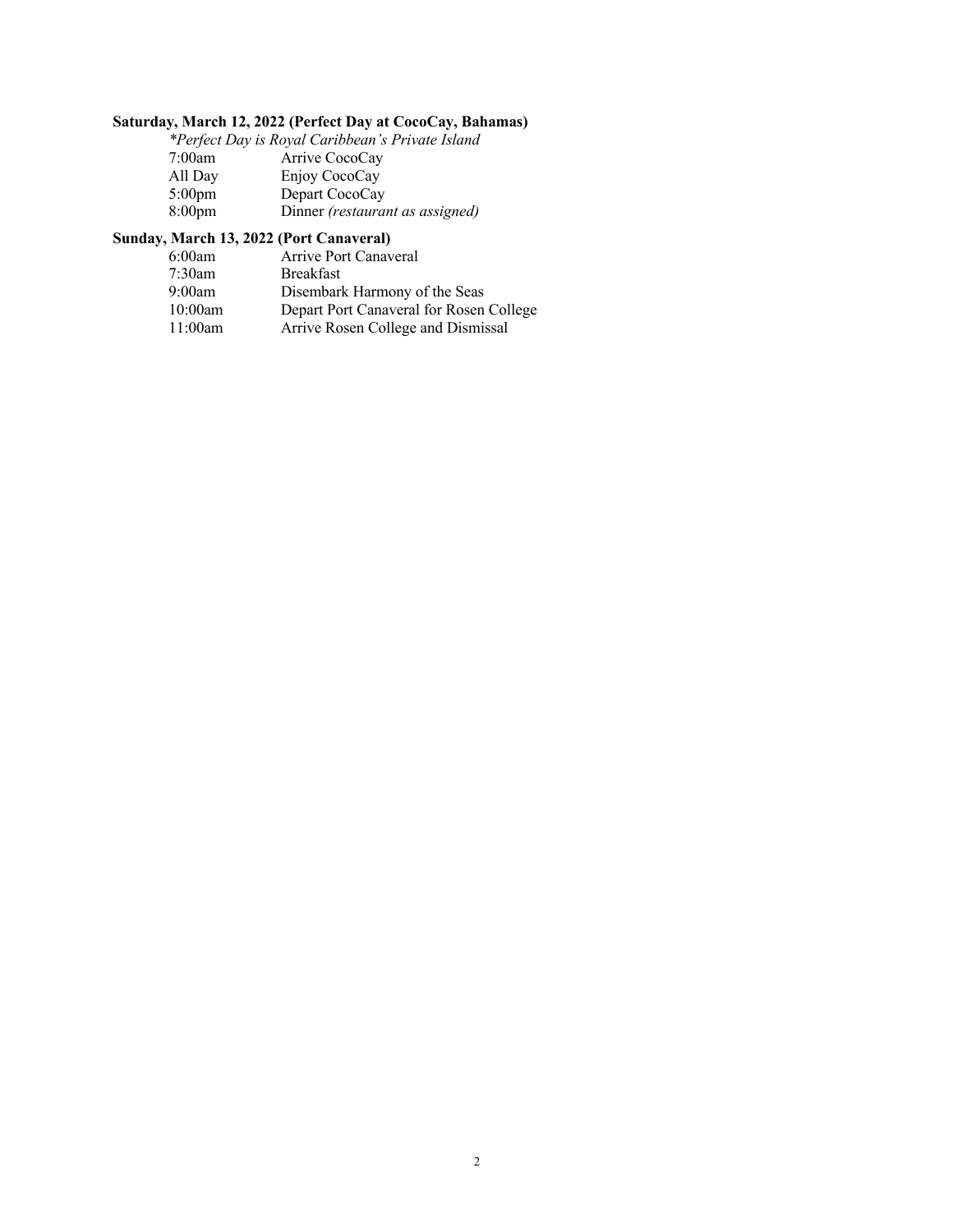**Saturday, March 12, 2022 (Perfect Day at CocoCay, Bahamas)**

*\*Perfect Day is Royal Caribbean's Private Island*

| | |
|---|---|
| 7:00am | Arrive CocoCay |
| All Day | Enjoy CocoCay |
| 5:00pm | Depart CocoCay |
| 8:00pm | Dinner *(restaurant as assigned)* |

**Sunday, March 13, 2022 (Port Canaveral)**

| | |
|---|---|
| 6:00am | Arrive Port Canaveral |
| 7:30am | Breakfast |
| 9:00am | Disembark Harmony of the Seas |
| 10:00am | Depart Port Canaveral for Rosen College |
| 11:00am | Arrive Rosen College and Dismissal |